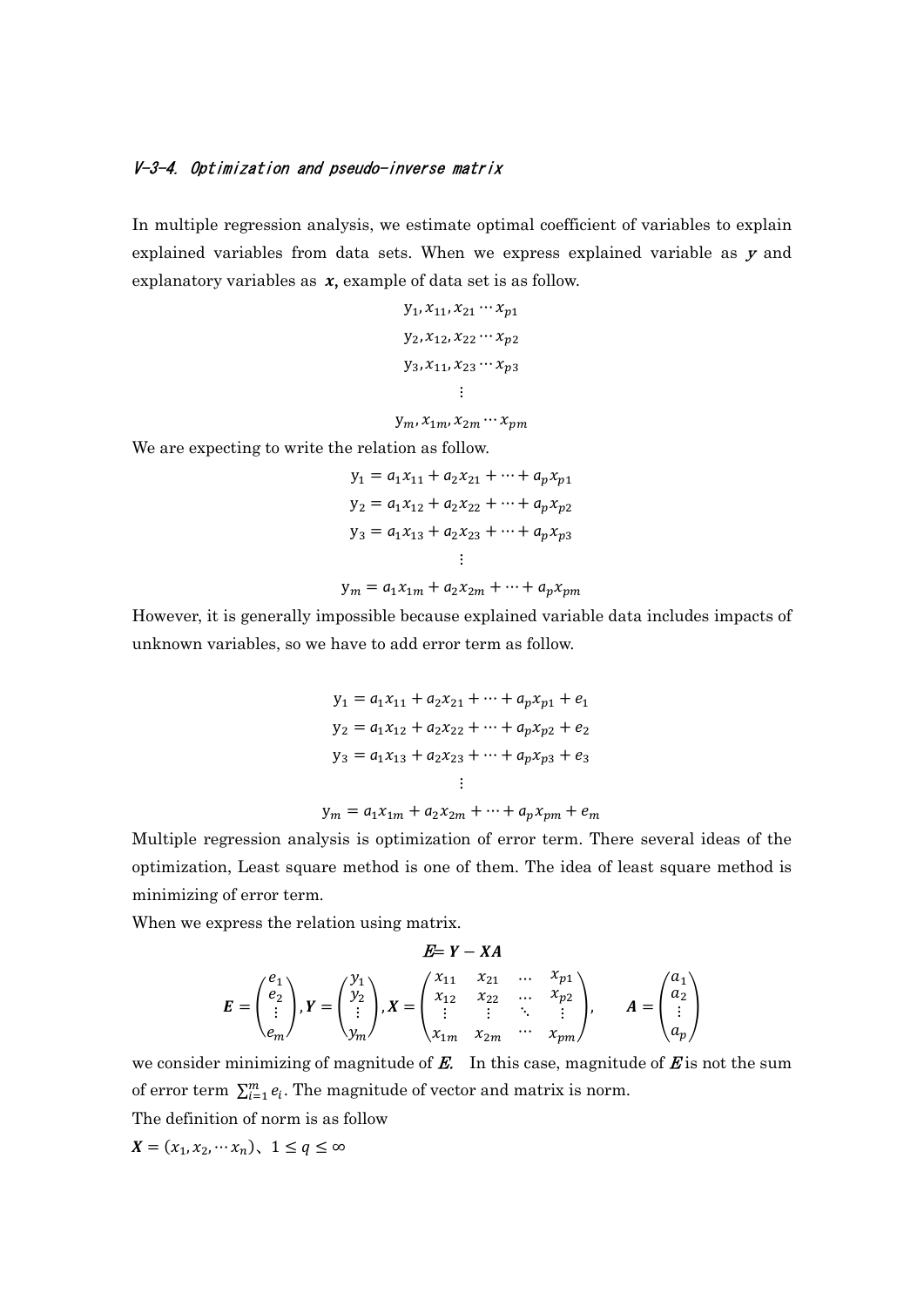### V-3-4. Optimization and pseudo-inverse matrix

In multiple regression analysis, we estimate optimal coefficient of variables to explain explained variables from data sets. When we express explained variable as $\boldsymbol{y}$ and explanatory variables as $\boldsymbol{x}$, example of data set is as follow.

$$
\begin{gathered}
\mathrm{y}_1, x_{11}, x_{21} \cdots x_{p1} \\
\mathrm{y}_2, x_{12}, x_{22} \cdots x_{p2} \\
\mathrm{y}_3, x_{11}, x_{23} \cdots x_{p3} \\
\vdots \\
\mathrm{y}_m, x_{1m}, x_{2m} \cdots x_{pm}
\end{gathered}
$$

We are expecting to write the relation as follow.

$$
\begin{gathered}
\mathrm{y}_1 = a_1 x_{11} + a_2 x_{21} + \cdots + a_p x_{p1} \\
\mathrm{y}_2 = a_1 x_{12} + a_2 x_{22} + \cdots + a_p x_{p2} \\
\mathrm{y}_3 = a_1 x_{13} + a_2 x_{23} + \cdots + a_p x_{p3} \\
\vdots \\
\mathrm{y}_m = a_1 x_{1m} + a_2 x_{2m} + \cdots + a_p x_{pm}
\end{gathered}
$$

However, it is generally impossible because explained variable data includes impacts of unknown variables, so we have to add error term as follow.

$$
\begin{gathered}
\mathrm{y}_1 = a_1 x_{11} + a_2 x_{21} + \cdots + a_p x_{p1} + e_1 \\
\mathrm{y}_2 = a_1 x_{12} + a_2 x_{22} + \cdots + a_p x_{p2} + e_2 \\
\mathrm{y}_3 = a_1 x_{13} + a_2 x_{23} + \cdots + a_p x_{p3} + e_3 \\
\vdots \\
\mathrm{y}_m = a_1 x_{1m} + a_2 x_{2m} + \cdots + a_p x_{pm} + e_m
\end{gathered}
$$

Multiple regression analysis is optimization of error term. There several ideas of the optimization, Least square method is one of them. The idea of least square method is minimizing of error term.

When we express the relation using matrix.

$$
\boldsymbol{E} = \boldsymbol{Y} - \boldsymbol{XA}
$$

$$
\boldsymbol{E} = \begin{pmatrix} e_1 \\ e_2 \\ \vdots \\ e_m \end{pmatrix}, \boldsymbol{Y} = \begin{pmatrix} y_1 \\ y_2 \\ \vdots \\ y_m \end{pmatrix}, \boldsymbol{X} = \begin{pmatrix} x_{11} & x_{21} & \cdots & x_{p1} \\ x_{12} & x_{22} & \cdots & x_{p2} \\ \vdots & \vdots & \ddots & \vdots \\ x_{1m} & x_{2m} & \cdots & x_{pm} \end{pmatrix}, \quad \boldsymbol{A} = \begin{pmatrix} a_1 \\ a_2 \\ \vdots \\ a_p \end{pmatrix}
$$

we consider minimizing of magnitude of $\boldsymbol{E}$. In this case, magnitude of $\boldsymbol{E}$ is not the sum of error term $\sum_{i=1}^{m} e_i$. The magnitude of vector and matrix is norm.

The definition of norm is as follow

$\boldsymbol{X} = (x_1, x_2, \cdots x_n)$、$1 \leq q \leq \infty$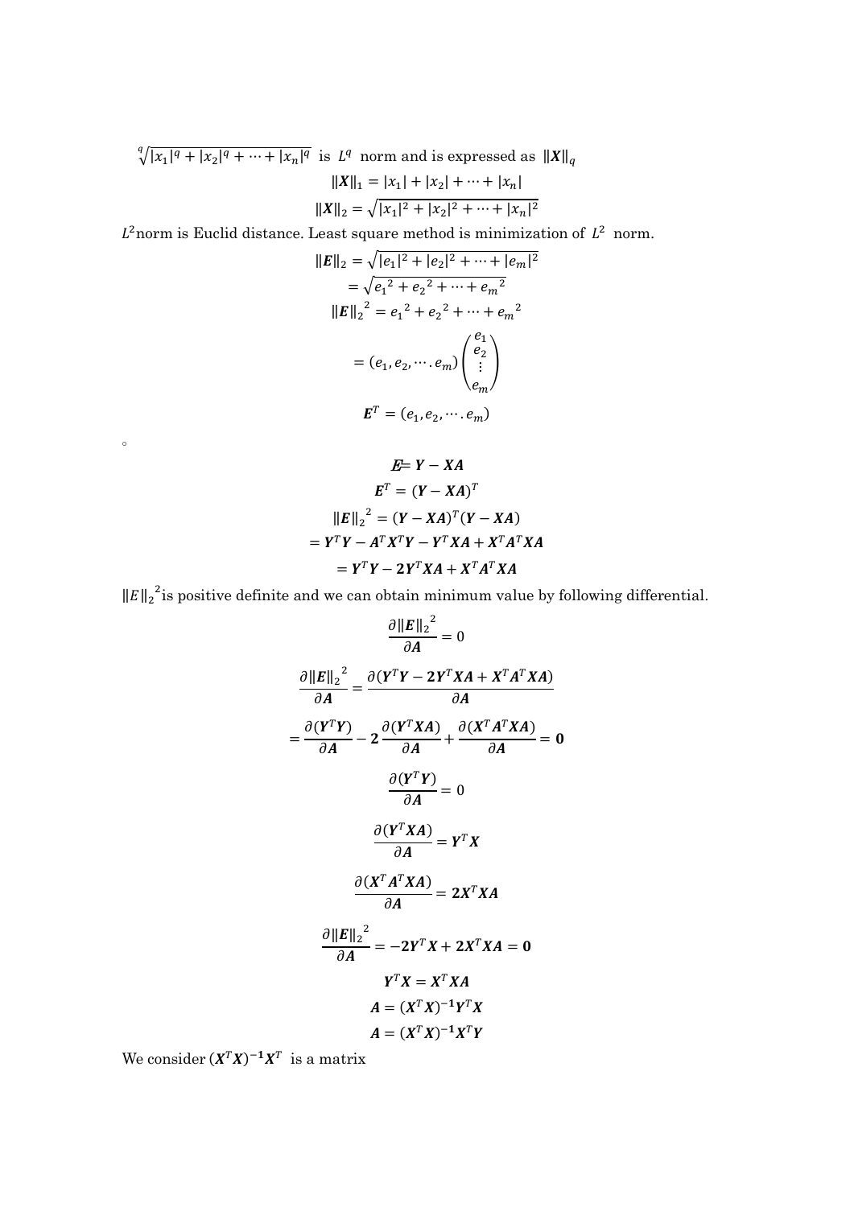$\sqrt[q]{|x_1|^q + |x_2|^q + \cdots + |x_n|^q}$ is $L^q$ norm and is expressed as $\|\boldsymbol{X}\|_q$

$$\|\boldsymbol{X}\|_1 = |x_1| + |x_2| + \cdots + |x_n|$$

$$\|\boldsymbol{X}\|_2 = \sqrt{|x_1|^2 + |x_2|^2 + \cdots + |x_n|^2}$$

$L^2$ norm is Euclid distance. Least square method is minimization of $L^2$ norm.

$$\|\boldsymbol{E}\|_2 = \sqrt{|e_1|^2 + |e_2|^2 + \cdots + |e_m|^2}$$

$$= \sqrt{{e_1}^2 + {e_2}^2 + \cdots + {e_m}^2}$$

$${\|\boldsymbol{E}\|_2}^2 = {e_1}^2 + {e_2}^2 + \cdots + {e_m}^2$$

$$= (e_1, e_2, \cdots . e_m)\begin{pmatrix} e_1 \\ e_2 \\ \vdots \\ e_m \end{pmatrix}$$

$$\boldsymbol{E}^T = (e_1, e_2, \cdots . e_m)$$

。

$$\boldsymbol{E} = \boldsymbol{Y} - \boldsymbol{X}\boldsymbol{A}$$

$$\boldsymbol{E}^T = (\boldsymbol{Y} - \boldsymbol{X}\boldsymbol{A})^T$$

$${\|\boldsymbol{E}\|_2}^2 = (\boldsymbol{Y} - \boldsymbol{X}\boldsymbol{A})^T(\boldsymbol{Y} - \boldsymbol{X}\boldsymbol{A})$$

$$= \boldsymbol{Y}^T\boldsymbol{Y} - \boldsymbol{A}^T\boldsymbol{X}^T\boldsymbol{Y} - \boldsymbol{Y}^T\boldsymbol{X}\boldsymbol{A} + \boldsymbol{X}^T\boldsymbol{A}^T\boldsymbol{X}\boldsymbol{A}$$

$$= \boldsymbol{Y}^T\boldsymbol{Y} - \boldsymbol{2}\boldsymbol{Y}^T\boldsymbol{X}\boldsymbol{A} + \boldsymbol{X}^T\boldsymbol{A}^T\boldsymbol{X}\boldsymbol{A}$$

${\|E\|_2}^2$ is positive definite and we can obtain minimum value by following differential.

$$\frac{\partial {\|\boldsymbol{E}\|_2}^2}{\partial \boldsymbol{A}} = 0$$

$$\frac{\partial {\|\boldsymbol{E}\|_2}^2}{\partial \boldsymbol{A}} = \frac{\partial(\boldsymbol{Y}^T\boldsymbol{Y} - \boldsymbol{2}\boldsymbol{Y}^T\boldsymbol{X}\boldsymbol{A} + \boldsymbol{X}^T\boldsymbol{A}^T\boldsymbol{X}\boldsymbol{A})}{\partial \boldsymbol{A}}$$

$$= \frac{\partial(\boldsymbol{Y}^T\boldsymbol{Y})}{\partial \boldsymbol{A}} - \boldsymbol{2}\frac{\partial(\boldsymbol{Y}^T\boldsymbol{X}\boldsymbol{A})}{\partial \boldsymbol{A}} + \frac{\partial(\boldsymbol{X}^T\boldsymbol{A}^T\boldsymbol{X}\boldsymbol{A})}{\partial \boldsymbol{A}} = \boldsymbol{0}$$

$$\frac{\partial(\boldsymbol{Y}^T\boldsymbol{Y})}{\partial \boldsymbol{A}} = 0$$

$$\frac{\partial(\boldsymbol{Y}^T\boldsymbol{X}\boldsymbol{A})}{\partial \boldsymbol{A}} = \boldsymbol{Y}^T\boldsymbol{X}$$

$$\frac{\partial(\boldsymbol{X}^T\boldsymbol{A}^T\boldsymbol{X}\boldsymbol{A})}{\partial \boldsymbol{A}} = \boldsymbol{2}\boldsymbol{X}^T\boldsymbol{X}\boldsymbol{A}$$

$$\frac{\partial {\|\boldsymbol{E}\|_2}^2}{\partial \boldsymbol{A}} = -\boldsymbol{2}\boldsymbol{Y}^T\boldsymbol{X} + \boldsymbol{2}\boldsymbol{X}^T\boldsymbol{X}\boldsymbol{A} = \boldsymbol{0}$$

$$\boldsymbol{Y}^T\boldsymbol{X} = \boldsymbol{X}^T\boldsymbol{X}\boldsymbol{A}$$

$$\boldsymbol{A} = (\boldsymbol{X}^T\boldsymbol{X})^{-\boldsymbol{1}}\boldsymbol{Y}^T\boldsymbol{X}$$

$$\boldsymbol{A} = (\boldsymbol{X}^T\boldsymbol{X})^{-\boldsymbol{1}}\boldsymbol{X}^T\boldsymbol{Y}$$

We consider $(\boldsymbol{X}^T\boldsymbol{X})^{-\boldsymbol{1}}\boldsymbol{X}^T$ is a matrix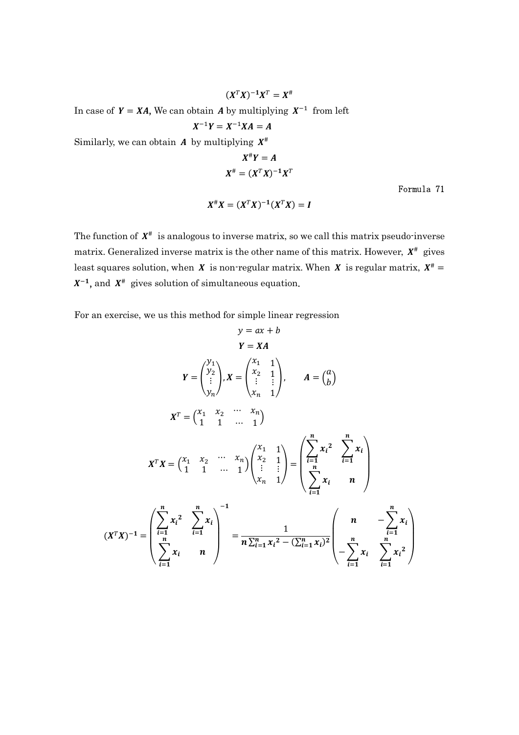$$(\boldsymbol{X}^T\boldsymbol{X})^{-1}\boldsymbol{X}^T = \boldsymbol{X}^{\#}$$

In case of $\boldsymbol{Y} = \boldsymbol{XA}$, We can obtain $\boldsymbol{A}$ by multiplying $\boldsymbol{X}^{-1}$ from left

$$\boldsymbol{X}^{-1}\boldsymbol{Y} = \boldsymbol{X}^{-1}\boldsymbol{XA} = \boldsymbol{A}$$

Similarly, we can obtain $\boldsymbol{A}$ by multiplying $\boldsymbol{X}^{\#}$

$$\boldsymbol{X}^{\#}\boldsymbol{Y} = \boldsymbol{A}$$

$$\boldsymbol{X}^{\#} = (\boldsymbol{X}^T\boldsymbol{X})^{-1}\boldsymbol{X}^T$$

Formula 71

$$\boldsymbol{X}^{\#}\boldsymbol{X} = (\boldsymbol{X}^T\boldsymbol{X})^{-1}(\boldsymbol{X}^T\boldsymbol{X}) = \boldsymbol{I}$$

The function of $\boldsymbol{X}^{\#}$ is analogous to inverse matrix, so we call this matrix pseudo-inverse matrix. Generalized inverse matrix is the other name of this matrix. However, $\boldsymbol{X}^{\#}$ gives least squares solution, when $\boldsymbol{X}$ is non-regular matrix. When $\boldsymbol{X}$ is regular matrix, $\boldsymbol{X}^{\#} = \boldsymbol{X}^{-1}$, and $\boldsymbol{X}^{\#}$ gives solution of simultaneous equation.

For an exercise, we us this method for simple linear regression

$$y = ax + b$$

$$\boldsymbol{Y} = \boldsymbol{XA}$$

$$\boldsymbol{Y} = \begin{pmatrix} y_1 \\ y_2 \\ \vdots \\ y_n \end{pmatrix}, \boldsymbol{X} = \begin{pmatrix} x_1 & 1 \\ x_2 & 1 \\ \vdots & \vdots \\ x_n & 1 \end{pmatrix}, \quad \boldsymbol{A} = \begin{pmatrix} a \\ b \end{pmatrix}$$

$$\boldsymbol{X}^T = \begin{pmatrix} x_1 & x_2 & \cdots & x_n \\ 1 & 1 & \cdots & 1 \end{pmatrix}$$

$$\boldsymbol{X}^T\boldsymbol{X} = \begin{pmatrix} x_1 & x_2 & \cdots & x_n \\ 1 & 1 & \cdots & 1 \end{pmatrix} \begin{pmatrix} x_1 & 1 \\ x_2 & 1 \\ \vdots & \vdots \\ x_n & 1 \end{pmatrix} = \begin{pmatrix} \sum_{i=1}^{n} x_i^2 & \sum_{i=1}^{n} x_i \\ \sum_{i=1}^{n} x_i & n \end{pmatrix}$$

$$(\boldsymbol{X}^T\boldsymbol{X})^{-1} = \begin{pmatrix} \sum_{i=1}^{n} x_i^2 & \sum_{i=1}^{n} x_i \\ \sum_{i=1}^{n} x_i & n \end{pmatrix}^{-1} = \frac{1}{n\sum_{i=1}^{n} x_i^2 - (\sum_{i=1}^{n} x_i)^2} \begin{pmatrix} n & -\sum_{i=1}^{n} x_i \\ -\sum_{i=1}^{n} x_i & \sum_{i=1}^{n} x_i^2 \end{pmatrix}$$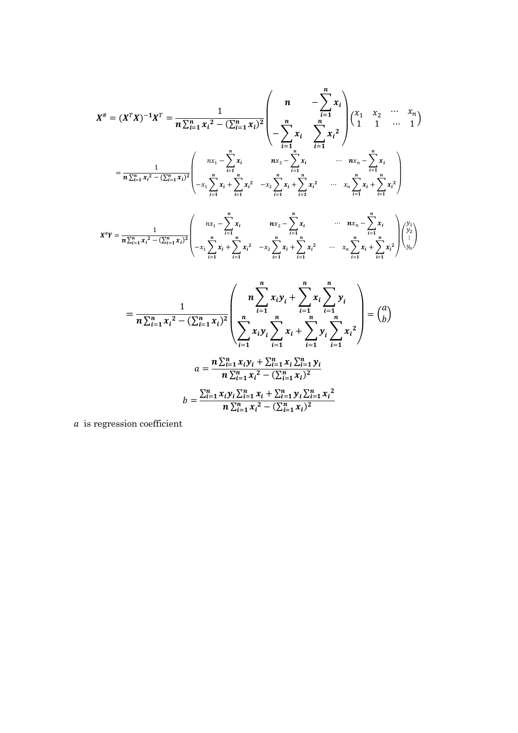$$\boldsymbol{X}^{\#} = (\boldsymbol{X}^T\boldsymbol{X})^{-\mathbf{1}}\boldsymbol{X}^T = \frac{1}{\boldsymbol{n}\sum_{i=1}^{n}\boldsymbol{x_i}^2 - (\sum_{i=1}^{n}\boldsymbol{x_i})^2}\begin{pmatrix} \boldsymbol{n} & -\sum_{i=1}^{n}\boldsymbol{x_i} \\ -\sum_{i=1}^{n}\boldsymbol{x_i} & \sum_{i=1}^{n}\boldsymbol{x_i}^2 \end{pmatrix}\begin{pmatrix} x_1 & x_2 & \cdots & x_n \\ 1 & 1 & \cdots & 1 \end{pmatrix}$$

$$= \frac{1}{\boldsymbol{n}\sum_{i=1}^{n}\boldsymbol{x_i}^2 - (\sum_{i=1}^{n}\boldsymbol{x_i})^2}\begin{pmatrix} nx_1 - \sum_{i=1}^{n}\boldsymbol{x_i} & \boldsymbol{n}x_2 - \sum_{i=1}^{n}\boldsymbol{x_i} & \cdots & \boldsymbol{n}x_n - \sum_{i=1}^{n}\boldsymbol{x_i} \\ -x_1\sum_{i=1}^{n}\boldsymbol{x_i} + \sum_{i=1}^{n}\boldsymbol{x_i}^2 & -x_2\sum_{i=1}^{n}\boldsymbol{x_i} + \sum_{i=1}^{n}\boldsymbol{x_i}^2 & \cdots & x_n\sum_{i=1}^{n}\boldsymbol{x_i} + \sum_{i=1}^{n}\boldsymbol{x_i}^2 \end{pmatrix}$$

$$\boldsymbol{X}^{\#}\boldsymbol{Y} = \frac{1}{\boldsymbol{n}\sum_{i=1}^{n}\boldsymbol{x_i}^2 - (\sum_{i=1}^{n}\boldsymbol{x_i})^2}\begin{pmatrix} nx_1 - \sum_{i=1}^{n}\boldsymbol{x_i} & \boldsymbol{n}x_2 - \sum_{i=1}^{n}\boldsymbol{x_i} & \cdots & \boldsymbol{n}x_n - \sum_{i=1}^{n}\boldsymbol{x_i} \\ -x_1\sum_{i=1}^{n}\boldsymbol{x_i} + \sum_{i=1}^{n}\boldsymbol{x_i}^2 & -x_2\sum_{i=1}^{n}\boldsymbol{x_i} + \sum_{i=1}^{n}\boldsymbol{x_i}^2 & \cdots & x_n\sum_{i=1}^{n}\boldsymbol{x_i} + \sum_{i=1}^{n}\boldsymbol{x_i}^2 \end{pmatrix}\begin{pmatrix} y_1 \\ y_2 \\ \vdots \\ y_n \end{pmatrix}$$

$$= \frac{1}{\boldsymbol{n}\sum_{i=1}^{n}\boldsymbol{x_i}^2 - (\sum_{i=1}^{n}\boldsymbol{x_i})^2}\begin{pmatrix} \boldsymbol{n}\sum_{i=1}^{n}\boldsymbol{x_i}\boldsymbol{y_i} + \sum_{i=1}^{n}\boldsymbol{x_i}\sum_{i=1}^{n}\boldsymbol{y_i} \\ \sum_{i=1}^{n}\boldsymbol{x_i}\boldsymbol{y_i}\sum_{i=1}^{n}\boldsymbol{x_i} + \sum_{i=1}^{n}\boldsymbol{y_i}\sum_{i=1}^{n}\boldsymbol{x_i}^2 \end{pmatrix} = \begin{pmatrix} a \\ b \end{pmatrix}$$

$$a = \frac{\boldsymbol{n}\sum_{i=1}^{n}\boldsymbol{x_i}\boldsymbol{y_i} + \sum_{i=1}^{n}\boldsymbol{x_i}\sum_{i=1}^{n}\boldsymbol{y_i}}{\boldsymbol{n}\sum_{i=1}^{n}\boldsymbol{x_i}^2 - (\sum_{i=1}^{n}\boldsymbol{x_i})^2}$$

$$b = \frac{\sum_{i=1}^{n}\boldsymbol{x_i}\boldsymbol{y_i}\sum_{i=1}^{n}\boldsymbol{x_i} + \sum_{i=1}^{n}\boldsymbol{y_i}\sum_{i=1}^{n}\boldsymbol{x_i}^2}{\boldsymbol{n}\sum_{i=1}^{n}\boldsymbol{x_i}^2 - (\sum_{i=1}^{n}\boldsymbol{x_i})^2}$$

$a$ is regression coefficient